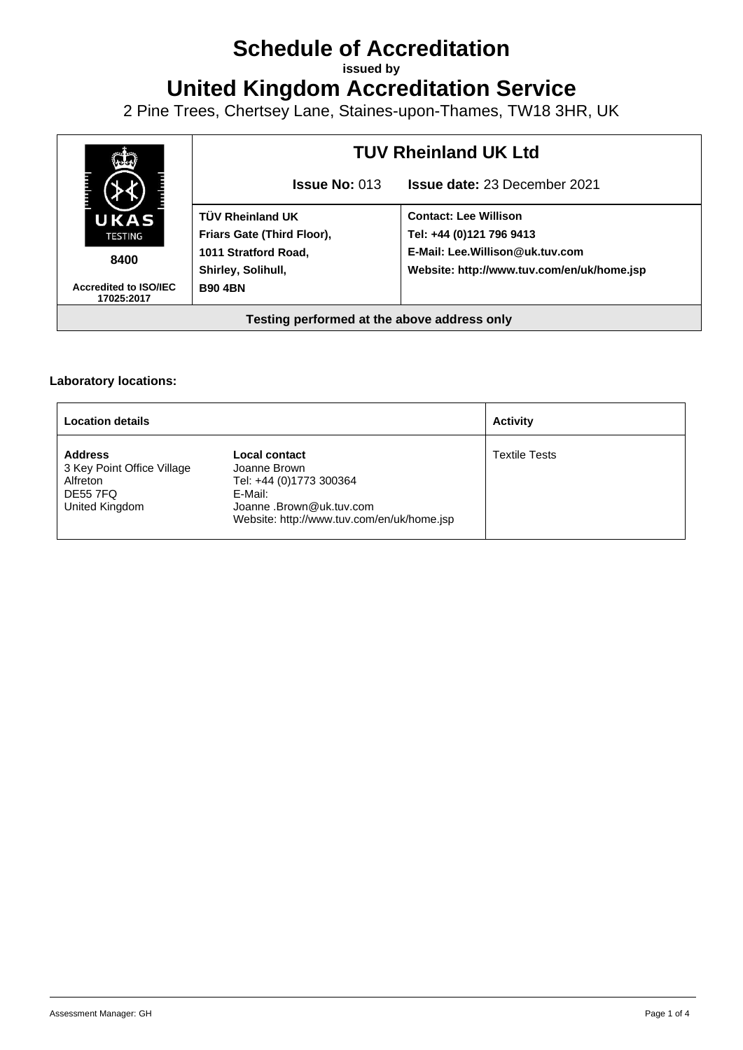# Schedule of Accreditation

**issued by**

# United Kingdom Accreditation Service

2 Pine Trees, Chertsey Lane, Staines-upon-Thames, TW18 3HR, UK

| UKAS TESTING 8400 Accredited to ISO/IEC 17025:2017 | **TUV Rheinland UK Ltd** | |
|---|---|---|
| | **Issue No:** 013 | **Issue date:** 23 December 2021 |
| | **TÜV Rheinland UK**<br>**Friars Gate (Third Floor),**<br>**1011 Stratford Road,**<br>**Shirley, Solihull,**<br>**B90 4BN** | **Contact: Lee Willison**<br>**Tel: +44 (0)121 796 9413**<br>**E-Mail: Lee.Willison@uk.tuv.com**<br>**Website: http://www.tuv.com/en/uk/home.jsp** |
| **Testing performed at the above address only** | | |

**Laboratory locations:**

| Location details | | Activity |
|---|---|---|
| **Address**<br>3 Key Point Office Village<br>Alfreton<br>DE55 7FQ<br>United Kingdom | **Local contact**<br>Joanne Brown<br>Tel: +44 (0)1773 300364<br>E-Mail:<br>Joanne .Brown@uk.tuv.com<br>Website: http://www.tuv.com/en/uk/home.jsp | Textile Tests |

Assessment Manager: GH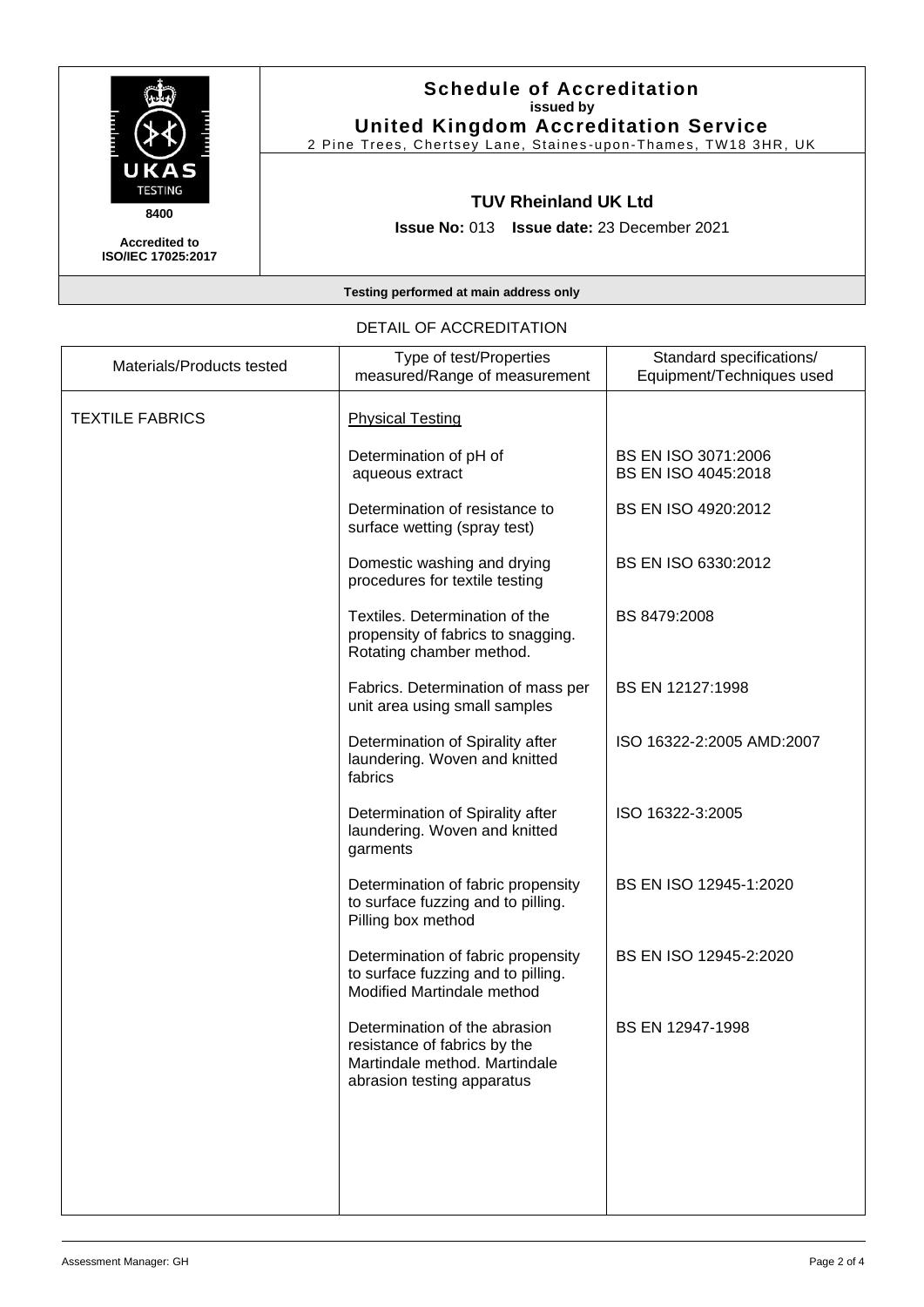# Schedule of Accreditation

issued by

**United Kingdom Accreditation Service**

2 Pine Trees, Chertsey Lane, Staines-upon-Thames, TW18 3HR, UK

UKAS TESTING 8400

Accredited to ISO/IEC 17025:2017

## TUV Rheinland UK Ltd

**Issue No:** 013 **Issue date:** 23 December 2021

**Testing performed at main address only**

DETAIL OF ACCREDITATION

| Materials/Products tested | Type of test/Properties measured/Range of measurement | Standard specifications/ Equipment/Techniques used |
|---|---|---|
| TEXTILE FABRICS | Physical Testing | |
| | Determination of pH of aqueous extract | BS EN ISO 3071:2006<br>BS EN ISO 4045:2018 |
| | Determination of resistance to surface wetting (spray test) | BS EN ISO 4920:2012 |
| | Domestic washing and drying procedures for textile testing | BS EN ISO 6330:2012 |
| | Textiles. Determination of the propensity of fabrics to snagging. Rotating chamber method. | BS 8479:2008 |
| | Fabrics. Determination of mass per unit area using small samples | BS EN 12127:1998 |
| | Determination of Spirality after laundering. Woven and knitted fabrics | ISO 16322-2:2005 AMD:2007 |
| | Determination of Spirality after laundering. Woven and knitted garments | ISO 16322-3:2005 |
| | Determination of fabric propensity to surface fuzzing and to pilling. Pilling box method | BS EN ISO 12945-1:2020 |
| | Determination of fabric propensity to surface fuzzing and to pilling. Modified Martindale method | BS EN ISO 12945-2:2020 |
| | Determination of the abrasion resistance of fabrics by the Martindale method. Martindale abrasion testing apparatus | BS EN 12947-1998 |

Assessment Manager: GH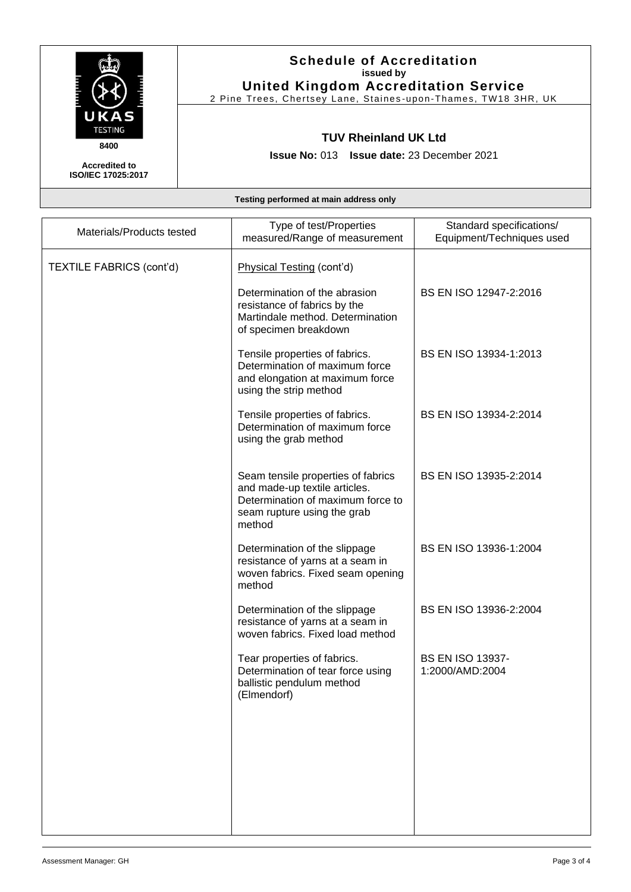**Schedule of Accreditation**
**issued by**
**United Kingdom Accreditation Service**
2 Pine Trees, Chertsey Lane, Staines-upon-Thames, TW18 3HR, UK

UKAS TESTING
**8400**
**Accredited to ISO/IEC 17025:2017**

**TUV Rheinland UK Ltd**

**Issue No:** 013 **Issue date:** 23 December 2021

**Testing performed at main address only**

| Materials/Products tested | Type of test/Properties measured/Range of measurement | Standard specifications/ Equipment/Techniques used |
|---|---|---|
| TEXTILE FABRICS (cont'd) | Physical Testing (cont'd) | |
| | Determination of the abrasion resistance of fabrics by the Martindale method. Determination of specimen breakdown | BS EN ISO 12947-2:2016 |
| | Tensile properties of fabrics. Determination of maximum force and elongation at maximum force using the strip method | BS EN ISO 13934-1:2013 |
| | Tensile properties of fabrics. Determination of maximum force using the grab method | BS EN ISO 13934-2:2014 |
| | Seam tensile properties of fabrics and made-up textile articles. Determination of maximum force to seam rupture using the grab method | BS EN ISO 13935-2:2014 |
| | Determination of the slippage resistance of yarns at a seam in woven fabrics. Fixed seam opening method | BS EN ISO 13936-1:2004 |
| | Determination of the slippage resistance of yarns at a seam in woven fabrics. Fixed load method | BS EN ISO 13936-2:2004 |
| | Tear properties of fabrics. Determination of tear force using ballistic pendulum method (Elmendorf) | BS EN ISO 13937-1:2000/AMD:2004 |

Assessment Manager: GH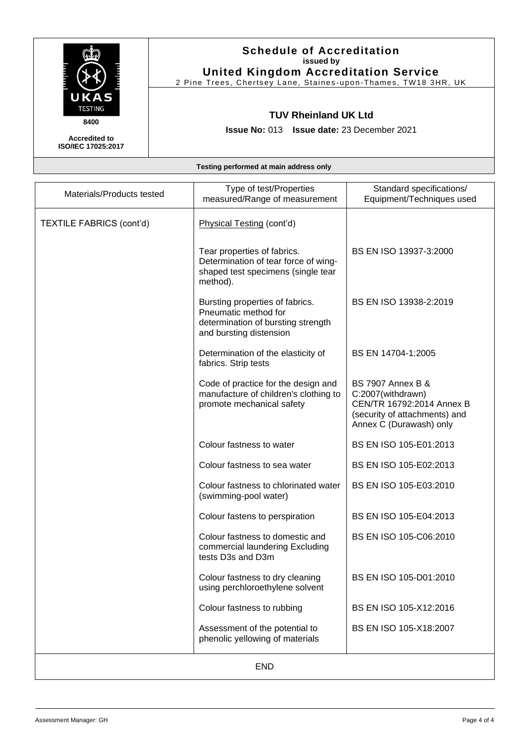**Schedule of Accreditation**
**issued by**
**United Kingdom Accreditation Service**
2 Pine Trees, Chertsey Lane, Staines-upon-Thames, TW18 3HR, UK

UKAS TESTING
**8400**
**Accredited to ISO/IEC 17025:2017**

**TUV Rheinland UK Ltd**

**Issue No:** 013 **Issue date:** 23 December 2021

**Testing performed at main address only**

| Materials/Products tested | Type of test/Properties measured/Range of measurement | Standard specifications/ Equipment/Techniques used |
|---|---|---|
| TEXTILE FABRICS (cont'd) | Physical Testing (cont'd) | |
| | Tear properties of fabrics. Determination of tear force of wing-shaped test specimens (single tear method). | BS EN ISO 13937-3:2000 |
| | Bursting properties of fabrics. Pneumatic method for determination of bursting strength and bursting distension | BS EN ISO 13938-2:2019 |
| | Determination of the elasticity of fabrics. Strip tests | BS EN 14704-1:2005 |
| | Code of practice for the design and manufacture of children's clothing to promote mechanical safety | BS 7907 Annex B & C:2007(withdrawn) CEN/TR 16792:2014 Annex B (security of attachments) and Annex C (Durawash) only |
| | Colour fastness to water | BS EN ISO 105-E01:2013 |
| | Colour fastness to sea water | BS EN ISO 105-E02:2013 |
| | Colour fastness to chlorinated water (swimming-pool water) | BS EN ISO 105-E03:2010 |
| | Colour fastens to perspiration | BS EN ISO 105-E04:2013 |
| | Colour fastness to domestic and commercial laundering Excluding tests D3s and D3m | BS EN ISO 105-C06:2010 |
| | Colour fastness to dry cleaning using perchloroethylene solvent | BS EN ISO 105-D01:2010 |
| | Colour fastness to rubbing | BS EN ISO 105-X12:2016 |
| | Assessment of the potential to phenolic yellowing of materials | BS EN ISO 105-X18:2007 |

END

Assessment Manager: GH